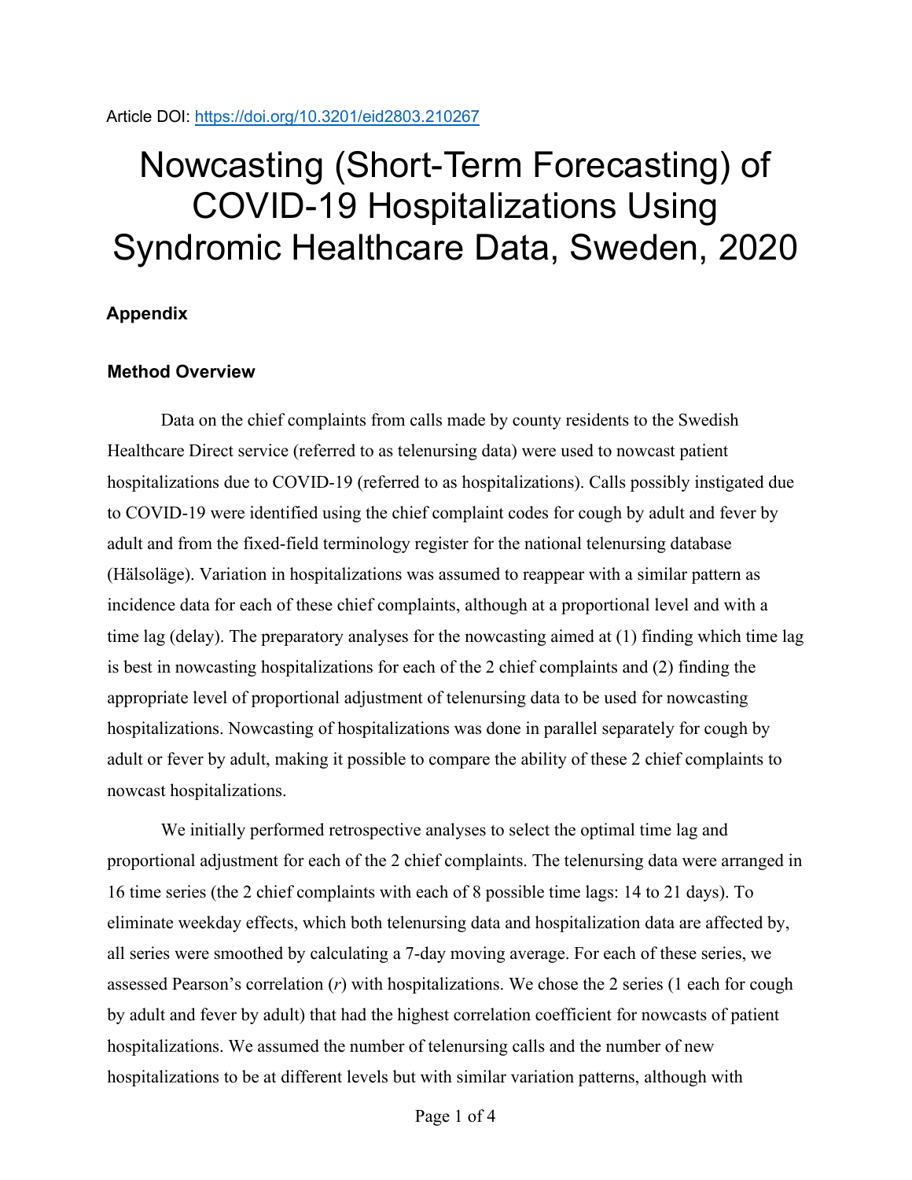Article DOI: https://doi.org/10.3201/eid2803.210267

# Nowcasting (Short-Term Forecasting) of COVID-19 Hospitalizations Using Syndromic Healthcare Data, Sweden, 2020

## Appendix

### Method Overview

Data on the chief complaints from calls made by county residents to the Swedish Healthcare Direct service (referred to as telenursing data) were used to nowcast patient hospitalizations due to COVID-19 (referred to as hospitalizations). Calls possibly instigated due to COVID-19 were identified using the chief complaint codes for cough by adult and fever by adult and from the fixed-field terminology register for the national telenursing database (Hälsoläge). Variation in hospitalizations was assumed to reappear with a similar pattern as incidence data for each of these chief complaints, although at a proportional level and with a time lag (delay). The preparatory analyses for the nowcasting aimed at (1) finding which time lag is best in nowcasting hospitalizations for each of the 2 chief complaints and (2) finding the appropriate level of proportional adjustment of telenursing data to be used for nowcasting hospitalizations. Nowcasting of hospitalizations was done in parallel separately for cough by adult or fever by adult, making it possible to compare the ability of these 2 chief complaints to nowcast hospitalizations.

We initially performed retrospective analyses to select the optimal time lag and proportional adjustment for each of the 2 chief complaints. The telenursing data were arranged in 16 time series (the 2 chief complaints with each of 8 possible time lags: 14 to 21 days). To eliminate weekday effects, which both telenursing data and hospitalization data are affected by, all series were smoothed by calculating a 7-day moving average. For each of these series, we assessed Pearson's correlation ($r$) with hospitalizations. We chose the 2 series (1 each for cough by adult and fever by adult) that had the highest correlation coefficient for nowcasts of patient hospitalizations. We assumed the number of telenursing calls and the number of new hospitalizations to be at different levels but with similar variation patterns, although with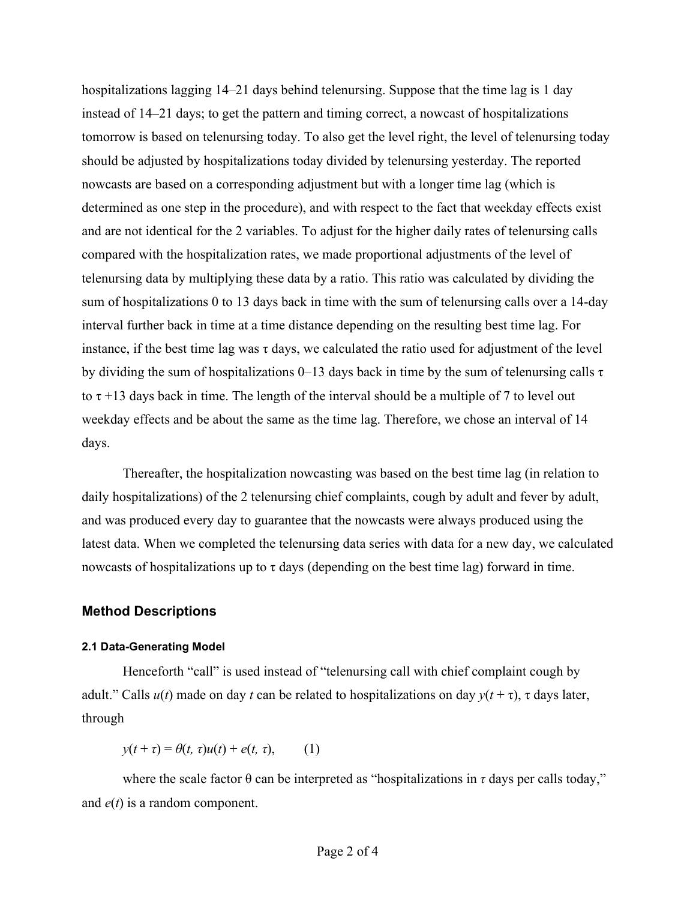hospitalizations lagging 14–21 days behind telenursing. Suppose that the time lag is 1 day instead of 14–21 days; to get the pattern and timing correct, a nowcast of hospitalizations tomorrow is based on telenursing today. To also get the level right, the level of telenursing today should be adjusted by hospitalizations today divided by telenursing yesterday. The reported nowcasts are based on a corresponding adjustment but with a longer time lag (which is determined as one step in the procedure), and with respect to the fact that weekday effects exist and are not identical for the 2 variables. To adjust for the higher daily rates of telenursing calls compared with the hospitalization rates, we made proportional adjustments of the level of telenursing data by multiplying these data by a ratio. This ratio was calculated by dividing the sum of hospitalizations 0 to 13 days back in time with the sum of telenursing calls over a 14-day interval further back in time at a time distance depending on the resulting best time lag. For instance, if the best time lag was $\tau$ days, we calculated the ratio used for adjustment of the level by dividing the sum of hospitalizations 0–13 days back in time by the sum of telenursing calls $\tau$ to $\tau + 13$ days back in time. The length of the interval should be a multiple of 7 to level out weekday effects and be about the same as the time lag. Therefore, we chose an interval of 14 days.

Thereafter, the hospitalization nowcasting was based on the best time lag (in relation to daily hospitalizations) of the 2 telenursing chief complaints, cough by adult and fever by adult, and was produced every day to guarantee that the nowcasts were always produced using the latest data. When we completed the telenursing data series with data for a new day, we calculated nowcasts of hospitalizations up to $\tau$ days (depending on the best time lag) forward in time.

## Method Descriptions

### 2.1 Data-Generating Model

Henceforth "call" is used instead of "telenursing call with chief complaint cough by adult." Calls $u(t)$ made on day $t$ can be related to hospitalizations on day $y(t + \tau)$, $\tau$ days later, through

$$y(t + \tau) = \theta(t, \tau)u(t) + e(t, \tau), \qquad (1)$$

where the scale factor $\theta$ can be interpreted as "hospitalizations in $\tau$ days per calls today," and $e(t)$ is a random component.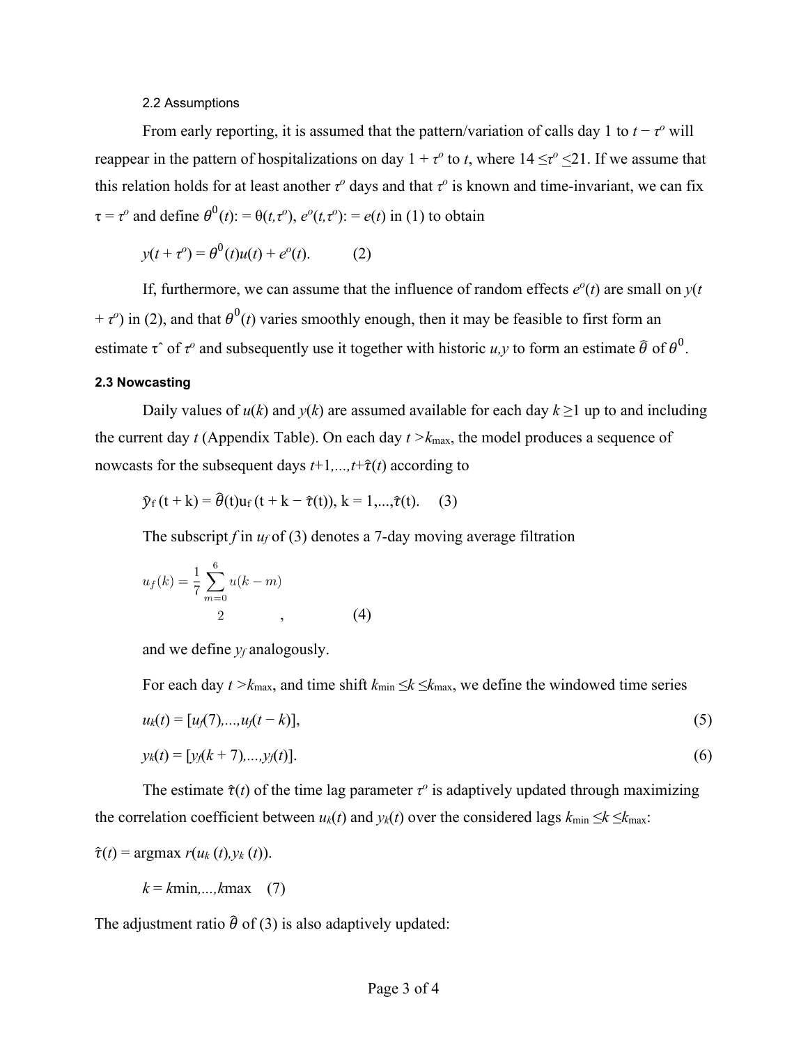#### 2.2 Assumptions

From early reporting, it is assumed that the pattern/variation of calls day 1 to $t - \tau^o$ will reappear in the pattern of hospitalizations on day $1 + \tau^o$ to $t$, where $14 \leq \tau^o \leq 21$. If we assume that this relation holds for at least another $\tau^o$ days and that $\tau^o$ is known and time-invariant, we can fix $\tau = \tau^o$ and define $\theta^0(t) := \theta(t,\tau^o)$, $e^o(t,\tau^o) := e(t)$ in (1) to obtain

$$y(t + \tau^o) = \theta^0(t)u(t) + e^o(t). \qquad (2)$$

If, furthermore, we can assume that the influence of random effects $e^o(t)$ are small on $y(t + \tau^o)$ in (2), and that $\theta^0(t)$ varies smoothly enough, then it may be feasible to first form an estimate $\hat{\tau}$ of $\tau^o$ and subsequently use it together with historic $u,y$ to form an estimate $\widehat{\theta}$ of $\theta^0$.

### 2.3 Nowcasting

Daily values of $u(k)$ and $y(k)$ are assumed available for each day $k \geq 1$ up to and including the current day $t$ (Appendix Table). On each day $t > k_{\max}$, the model produces a sequence of nowcasts for the subsequent days $t+1,...,t+\hat{\tau}(t)$ according to

$$\hat{y}_f(t + k) = \widehat{\theta}(t)u_f(t + k - \hat{\tau}(t)), \ k = 1,...,\hat{\tau}(t). \qquad (3)$$

The subscript $f$ in $u_f$ of (3) denotes a 7-day moving average filtration

$$u_f(k) = \frac{1}{7}\sum_{m=0}^{6} u(k-m) \qquad (4)$$

and we define $y_f$ analogously.

For each day $t > k_{\max}$, and time shift $k_{\min} \leq k \leq k_{\max}$, we define the windowed time series

$$u_k(t) = [u_f(7),...,u_f(t - k)], \qquad (5)$$

$$y_k(t) = [y_f(k + 7),...,y_f(t)]. \qquad (6)$$

The estimate $\hat{\tau}(t)$ of the time lag parameter $\tau^o$ is adaptively updated through maximizing the correlation coefficient between $u_k(t)$ and $y_k(t)$ over the considered lags $k_{\min} \leq k \leq k_{\max}$:

$$\hat{\tau}(t) = \underset{k = k_{\min},...,k_{\max}}{\operatorname{argmax}}\ r(u_k(t), y_k(t)). \qquad (7)$$

The adjustment ratio $\widehat{\theta}$ of (3) is also adaptively updated: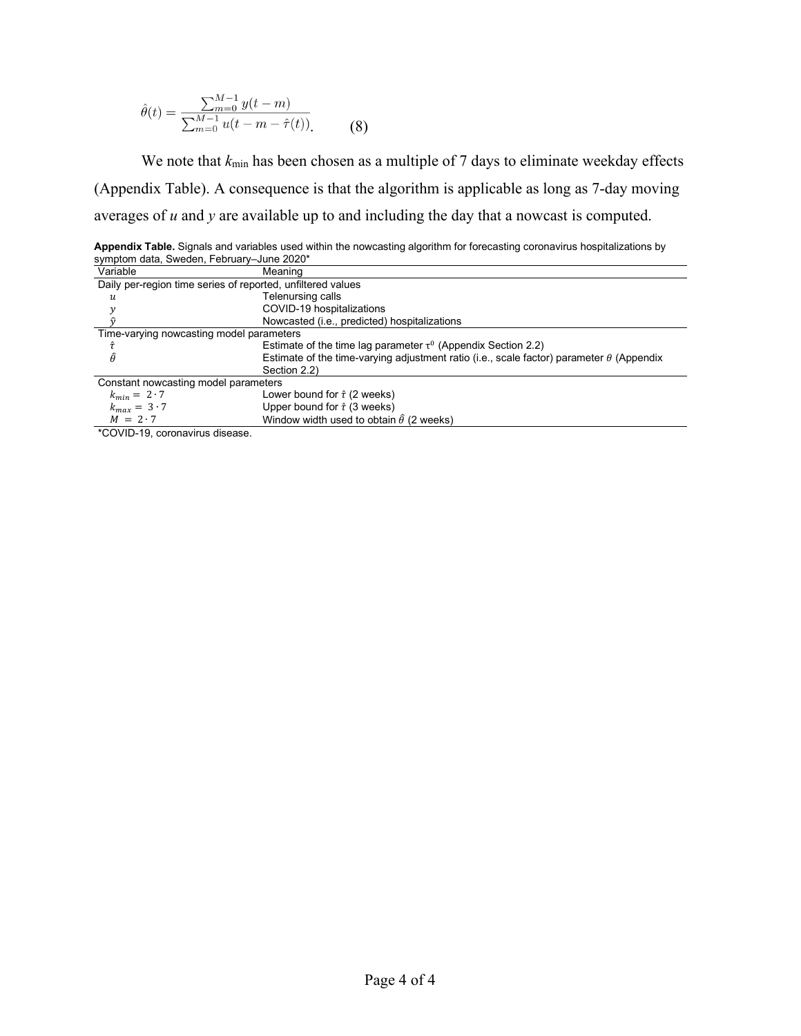$$\hat{\theta}(t) = \frac{\sum_{m=0}^{M-1} y(t-m)}{\sum_{m=0}^{M-1} u(t-m-\hat{\tau}(t))}. \qquad (8)$$

We note that $k_{\min}$ has been chosen as a multiple of 7 days to eliminate weekday effects (Appendix Table). A consequence is that the algorithm is applicable as long as 7-day moving averages of $u$ and $y$ are available up to and including the day that a nowcast is computed.

**Appendix Table.** Signals and variables used within the nowcasting algorithm for forecasting coronavirus hospitalizations by symptom data, Sweden, February–June 2020*

| Variable | Meaning |
|---|---|
| Daily per-region time series of reported, unfiltered values | |
| $u$ | Telenursing calls |
| $y$ | COVID-19 hospitalizations |
| $\hat{y}$ | Nowcasted (i.e., predicted) hospitalizations |
| Time-varying nowcasting model parameters | |
| $\hat{\tau}$ | Estimate of the time lag parameter $\tau^0$ (Appendix Section 2.2) |
| $\hat{\theta}$ | Estimate of the time-varying adjustment ratio (i.e., scale factor) parameter $\theta$ (Appendix Section 2.2) |
| Constant nowcasting model parameters | |
| $k_{min} = 2 \cdot 7$ | Lower bound for $\hat{\tau}$ (2 weeks) |
| $k_{max} = 3 \cdot 7$ | Upper bound for $\hat{\tau}$ (3 weeks) |
| $M = 2 \cdot 7$ | Window width used to obtain $\hat{\theta}$ (2 weeks) |

*COVID-19, coronavirus disease.